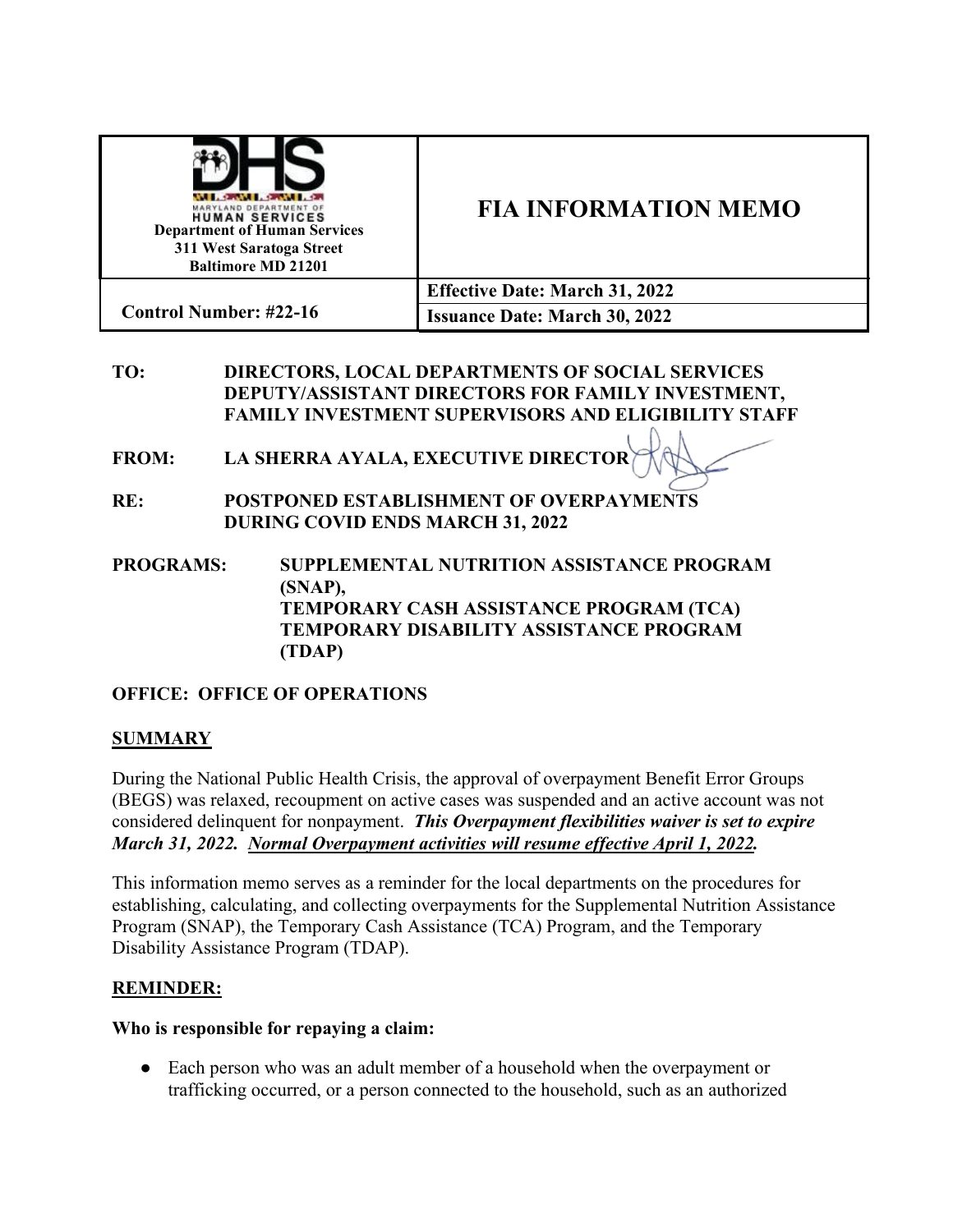| Department of Human Services<br>311 West Saratoga Street<br>Baltimore MD 21201 | FIA INFORMATION MEMO |
|---|---|
| Control Number: #22-16 | Effective Date: March 31, 2022<br>Issuance Date: March 30, 2022 |

**TO:** DIRECTORS, LOCAL DEPARTMENTS OF SOCIAL SERVICES DEPUTY/ASSISTANT DIRECTORS FOR FAMILY INVESTMENT, FAMILY INVESTMENT SUPERVISORS AND ELIGIBILITY STAFF

**FROM:** LA SHERRA AYALA, EXECUTIVE DIRECTOR

**RE:** POSTPONED ESTABLISHMENT OF OVERPAYMENTS DURING COVID ENDS MARCH 31, 2022

**PROGRAMS:** SUPPLEMENTAL NUTRITION ASSISTANCE PROGRAM (SNAP), TEMPORARY CASH ASSISTANCE PROGRAM (TCA) TEMPORARY DISABILITY ASSISTANCE PROGRAM (TDAP)

**OFFICE: OFFICE OF OPERATIONS**

## SUMMARY

During the National Public Health Crisis, the approval of overpayment Benefit Error Groups (BEGS) was relaxed, recoupment on active cases was suspended and an active account was not considered delinquent for nonpayment. ***This Overpayment flexibilities waiver is set to expire March 31, 2022. Normal Overpayment activities will resume effective April 1, 2022.***

This information memo serves as a reminder for the local departments on the procedures for establishing, calculating, and collecting overpayments for the Supplemental Nutrition Assistance Program (SNAP), the Temporary Cash Assistance (TCA) Program, and the Temporary Disability Assistance Program (TDAP).

## REMINDER:

**Who is responsible for repaying a claim:**

- Each person who was an adult member of a household when the overpayment or trafficking occurred, or a person connected to the household, such as an authorized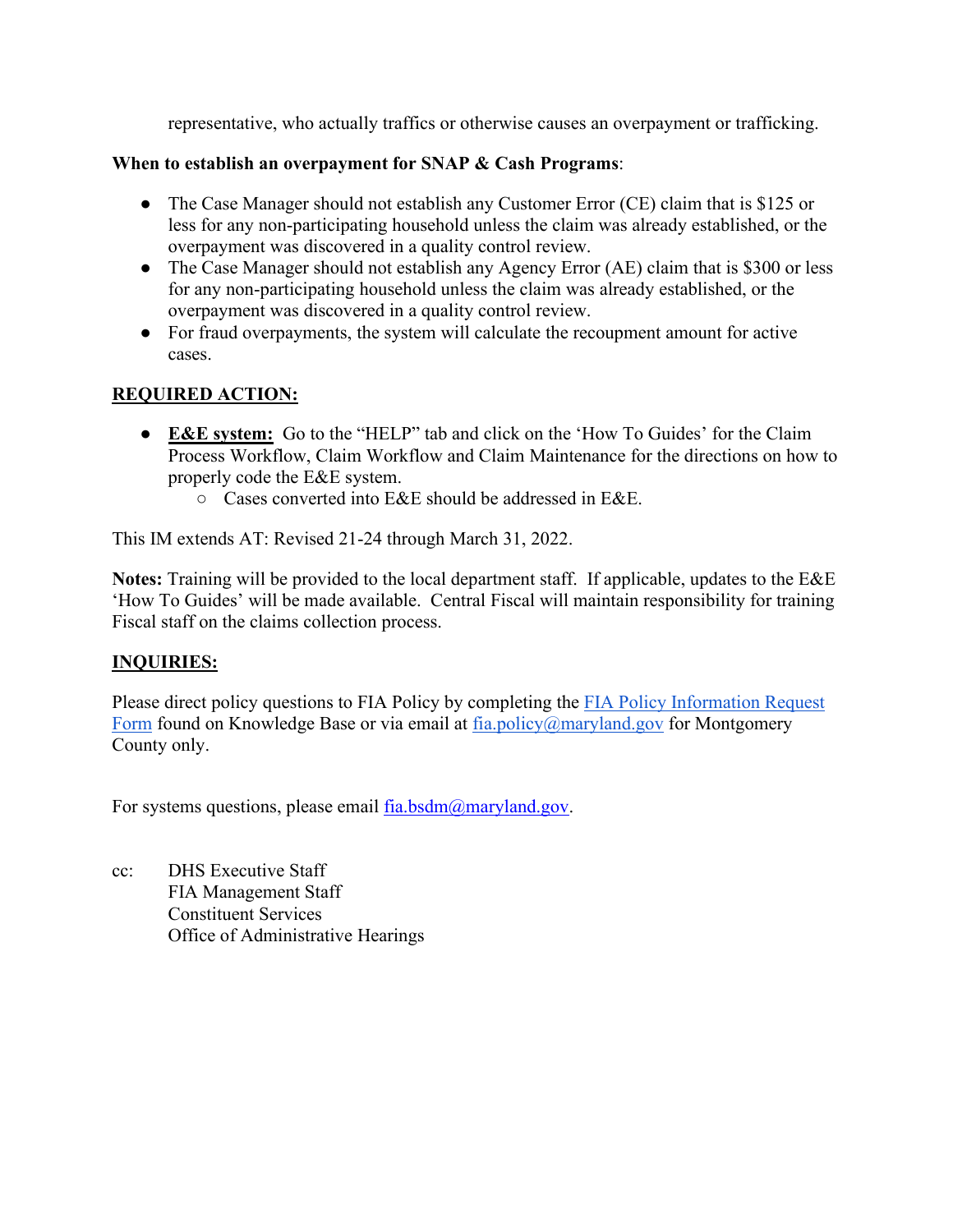representative, who actually traffics or otherwise causes an overpayment or trafficking.

**When to establish an overpayment for SNAP & Cash Programs**:

- The Case Manager should not establish any Customer Error (CE) claim that is $125 or less for any non-participating household unless the claim was already established, or the overpayment was discovered in a quality control review.
- The Case Manager should not establish any Agency Error (AE) claim that is $300 or less for any non-participating household unless the claim was already established, or the overpayment was discovered in a quality control review.
- For fraud overpayments, the system will calculate the recoupment amount for active cases.

**REQUIRED ACTION:**

- **E&E system:** Go to the "HELP" tab and click on the 'How To Guides' for the Claim Process Workflow, Claim Workflow and Claim Maintenance for the directions on how to properly code the E&E system.
  - Cases converted into E&E should be addressed in E&E.

This IM extends AT: Revised 21-24 through March 31, 2022.

**Notes:** Training will be provided to the local department staff. If applicable, updates to the E&E 'How To Guides' will be made available. Central Fiscal will maintain responsibility for training Fiscal staff on the claims collection process.

**INQUIRIES:**

Please direct policy questions to FIA Policy by completing the FIA Policy Information Request Form found on Knowledge Base or via email at fia.policy@maryland.gov for Montgomery County only.

For systems questions, please email fia.bsdm@maryland.gov.

cc: DHS Executive Staff
FIA Management Staff
Constituent Services
Office of Administrative Hearings